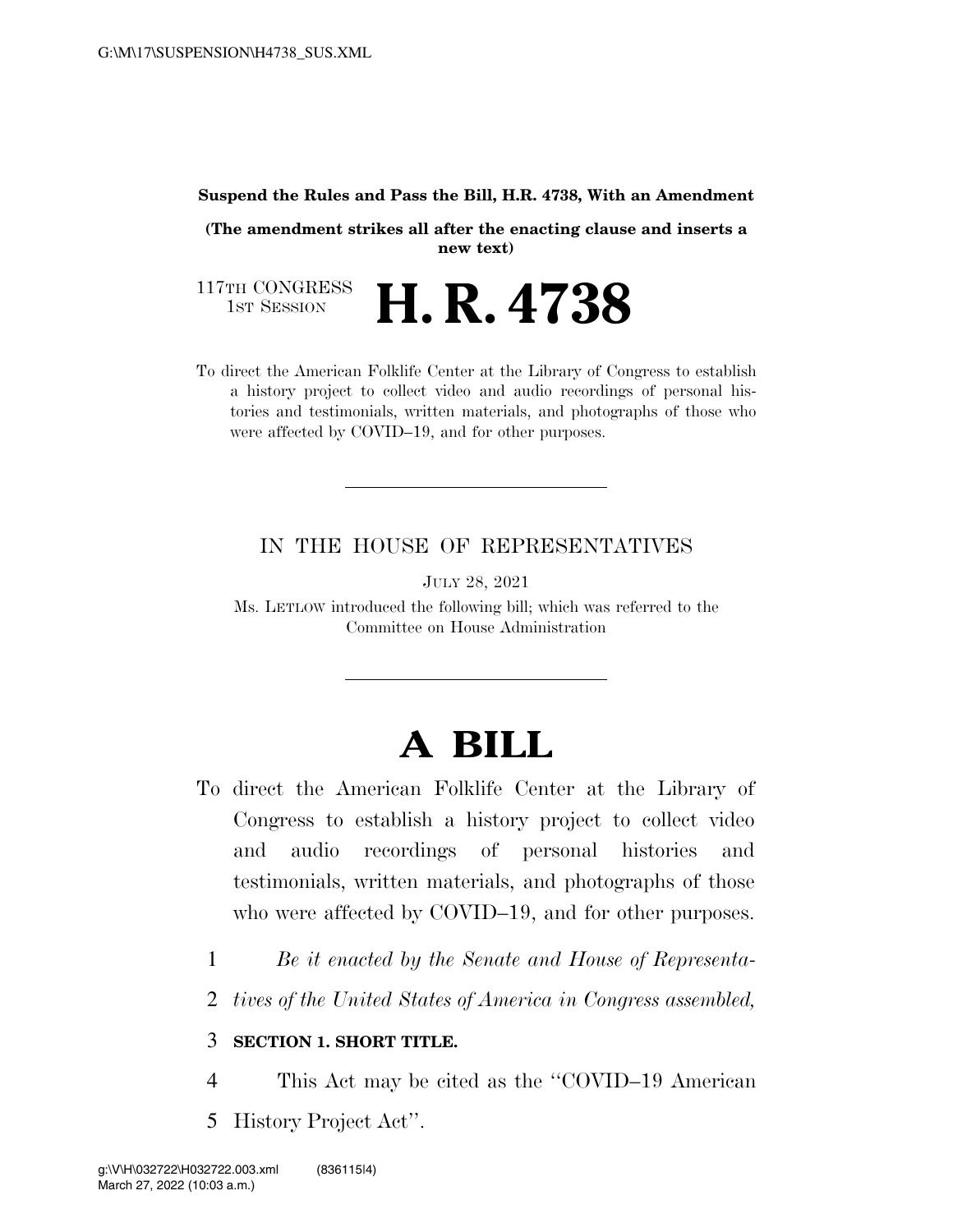**Suspend the Rules and Pass the Bill, H.R. 4738, With an Amendment**

**(The amendment strikes all after the enacting clause and inserts a new text)**

117TH CONGRESS
1ST SESSION

# H. R. 4738

To direct the American Folklife Center at the Library of Congress to establish a history project to collect video and audio recordings of personal histories and testimonials, written materials, and photographs of those who were affected by COVID–19, and for other purposes.

---

IN THE HOUSE OF REPRESENTATIVES

JULY 28, 2021

Ms. LETLOW introduced the following bill; which was referred to the Committee on House Administration

---

# A BILL

To direct the American Folklife Center at the Library of Congress to establish a history project to collect video and audio recordings of personal histories and testimonials, written materials, and photographs of those who were affected by COVID–19, and for other purposes.

1 *Be it enacted by the Senate and House of Representa-*
2 *tives of the United States of America in Congress assembled,*

3 **SECTION 1. SHORT TITLE.**

4 This Act may be cited as the "COVID–19 American
5 History Project Act".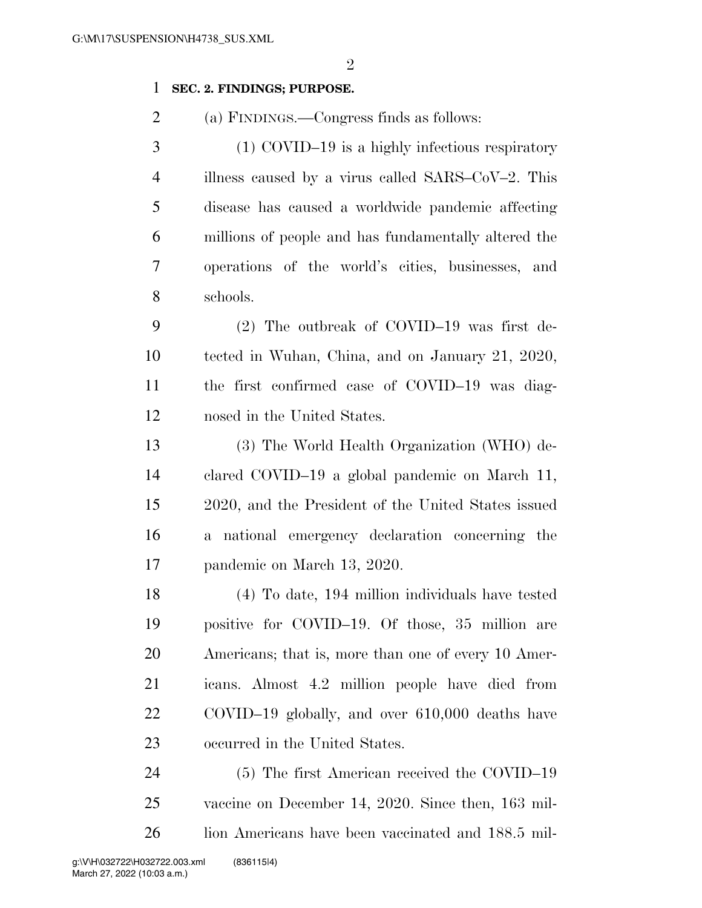**SEC. 2. FINDINGS; PURPOSE.**

(a) FINDINGS.—Congress finds as follows:

(1) COVID–19 is a highly infectious respiratory illness caused by a virus called SARS–CoV–2. This disease has caused a worldwide pandemic affecting millions of people and has fundamentally altered the operations of the world's cities, businesses, and schools.

(2) The outbreak of COVID–19 was first detected in Wuhan, China, and on January 21, 2020, the first confirmed case of COVID–19 was diagnosed in the United States.

(3) The World Health Organization (WHO) declared COVID–19 a global pandemic on March 11, 2020, and the President of the United States issued a national emergency declaration concerning the pandemic on March 13, 2020.

(4) To date, 194 million individuals have tested positive for COVID–19. Of those, 35 million are Americans; that is, more than one of every 10 Americans. Almost 4.2 million people have died from COVID–19 globally, and over 610,000 deaths have occurred in the United States.

(5) The first American received the COVID–19 vaccine on December 14, 2020. Since then, 163 million Americans have been vaccinated and 188.5 mil-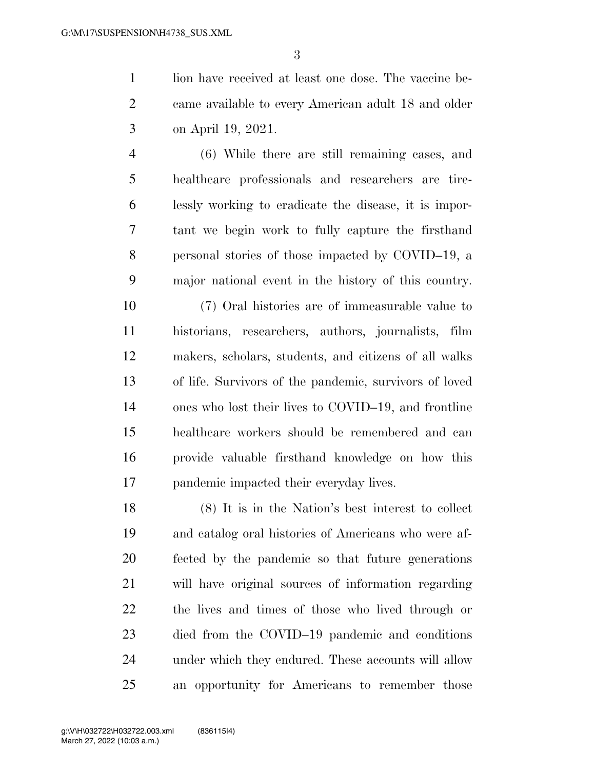lion have received at least one dose. The vaccine became available to every American adult 18 and older on April 19, 2021.

(6) While there are still remaining cases, and healthcare professionals and researchers are tirelessly working to eradicate the disease, it is important we begin work to fully capture the firsthand personal stories of those impacted by COVID–19, a major national event in the history of this country.

(7) Oral histories are of immeasurable value to historians, researchers, authors, journalists, film makers, scholars, students, and citizens of all walks of life. Survivors of the pandemic, survivors of loved ones who lost their lives to COVID–19, and frontline healthcare workers should be remembered and can provide valuable firsthand knowledge on how this pandemic impacted their everyday lives.

(8) It is in the Nation's best interest to collect and catalog oral histories of Americans who were affected by the pandemic so that future generations will have original sources of information regarding the lives and times of those who lived through or died from the COVID–19 pandemic and conditions under which they endured. These accounts will allow an opportunity for Americans to remember those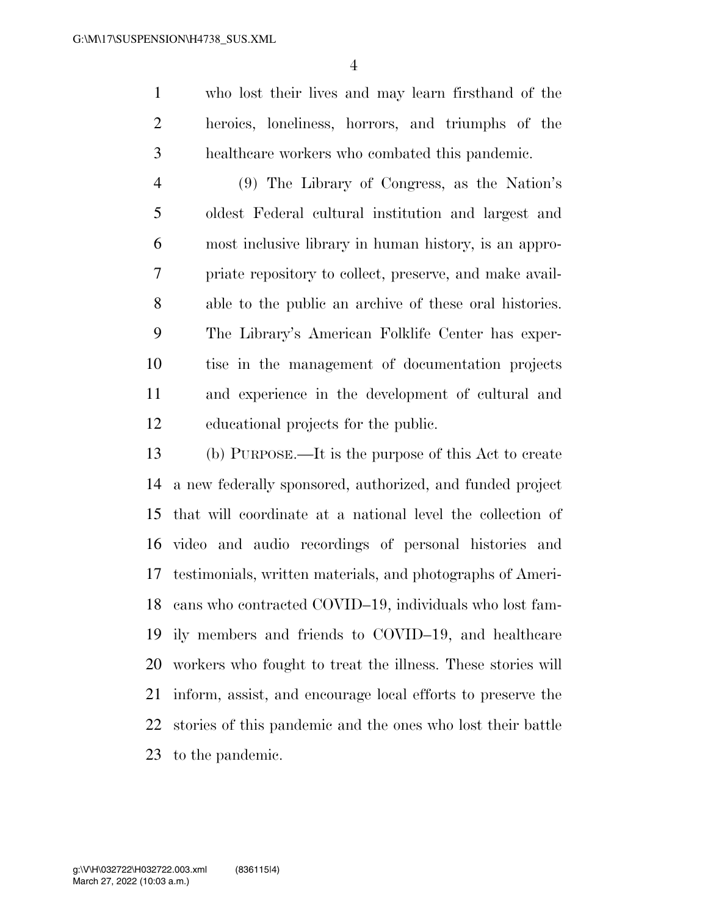who lost their lives and may learn firsthand of the heroics, loneliness, horrors, and triumphs of the healthcare workers who combated this pandemic.

(9) The Library of Congress, as the Nation's oldest Federal cultural institution and largest and most inclusive library in human history, is an appropriate repository to collect, preserve, and make available to the public an archive of these oral histories. The Library's American Folklife Center has expertise in the management of documentation projects and experience in the development of cultural and educational projects for the public.

(b) PURPOSE.—It is the purpose of this Act to create a new federally sponsored, authorized, and funded project that will coordinate at a national level the collection of video and audio recordings of personal histories and testimonials, written materials, and photographs of Americans who contracted COVID–19, individuals who lost family members and friends to COVID–19, and healthcare workers who fought to treat the illness. These stories will inform, assist, and encourage local efforts to preserve the stories of this pandemic and the ones who lost their battle to the pandemic.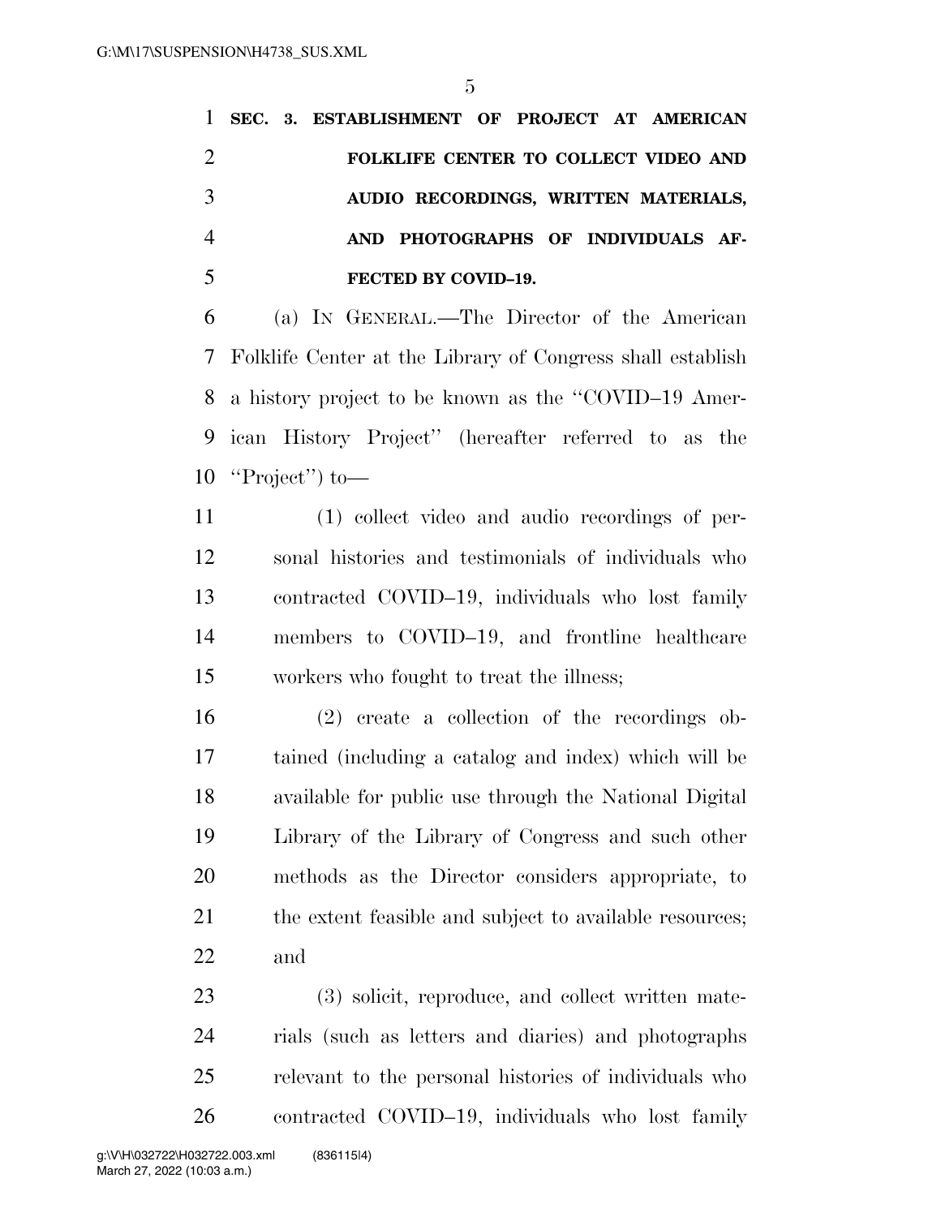**SEC. 3. ESTABLISHMENT OF PROJECT AT AMERICAN FOLKLIFE CENTER TO COLLECT VIDEO AND AUDIO RECORDINGS, WRITTEN MATERIALS, AND PHOTOGRAPHS OF INDIVIDUALS AFFECTED BY COVID–19.**

(a) IN GENERAL.—The Director of the American Folklife Center at the Library of Congress shall establish a history project to be known as the "COVID–19 American History Project" (hereafter referred to as the "Project") to—

(1) collect video and audio recordings of personal histories and testimonials of individuals who contracted COVID–19, individuals who lost family members to COVID–19, and frontline healthcare workers who fought to treat the illness;

(2) create a collection of the recordings obtained (including a catalog and index) which will be available for public use through the National Digital Library of the Library of Congress and such other methods as the Director considers appropriate, to the extent feasible and subject to available resources; and

(3) solicit, reproduce, and collect written materials (such as letters and diaries) and photographs relevant to the personal histories of individuals who contracted COVID–19, individuals who lost family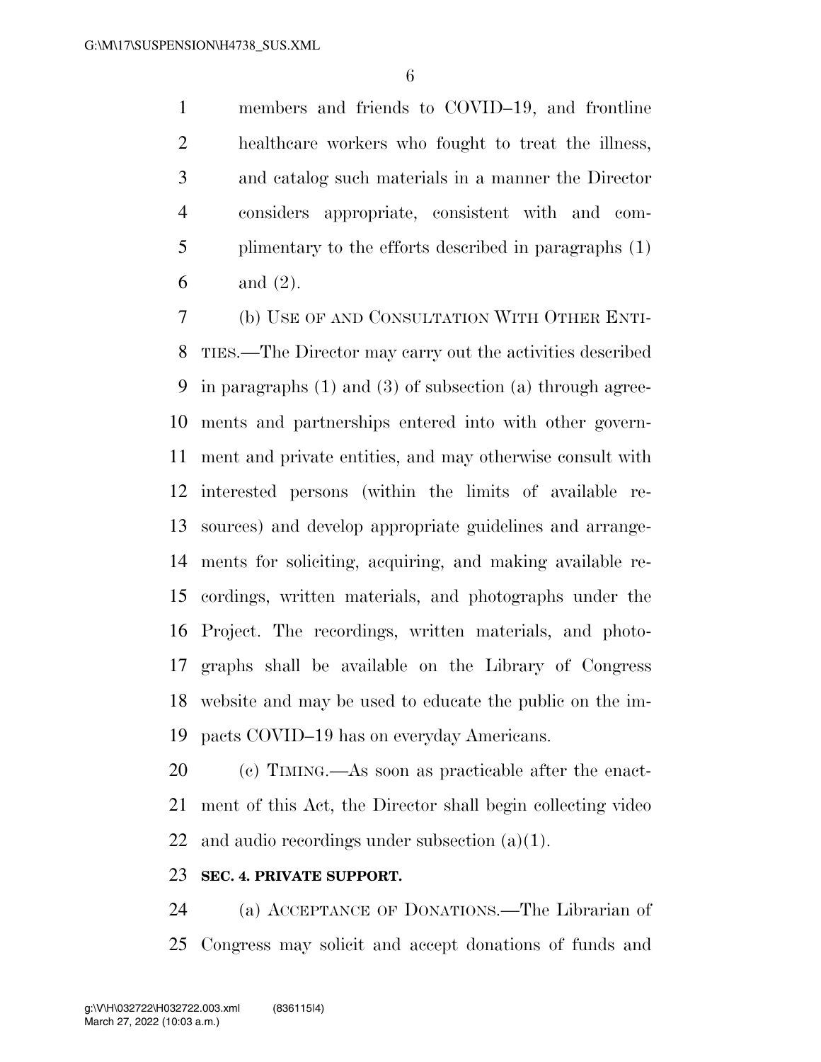members and friends to COVID–19, and frontline healthcare workers who fought to treat the illness, and catalog such materials in a manner the Director considers appropriate, consistent with and complimentary to the efforts described in paragraphs (1) and (2).

(b) USE OF AND CONSULTATION WITH OTHER ENTITIES.—The Director may carry out the activities described in paragraphs (1) and (3) of subsection (a) through agreements and partnerships entered into with other government and private entities, and may otherwise consult with interested persons (within the limits of available resources) and develop appropriate guidelines and arrangements for soliciting, acquiring, and making available recordings, written materials, and photographs under the Project. The recordings, written materials, and photographs shall be available on the Library of Congress website and may be used to educate the public on the impacts COVID–19 has on everyday Americans.

(c) TIMING.—As soon as practicable after the enactment of this Act, the Director shall begin collecting video and audio recordings under subsection (a)(1).

**SEC. 4. PRIVATE SUPPORT.**

(a) ACCEPTANCE OF DONATIONS.—The Librarian of Congress may solicit and accept donations of funds and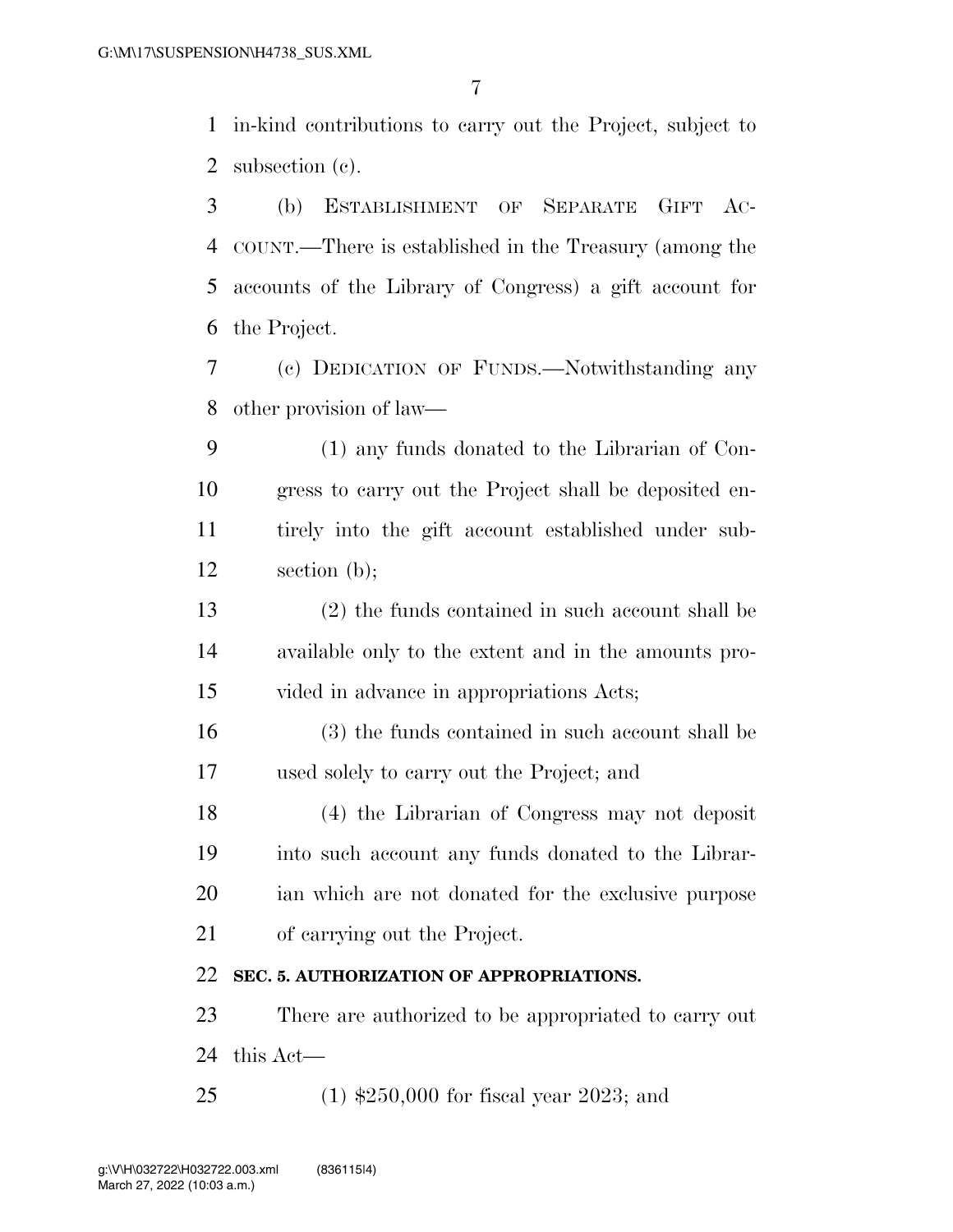in-kind contributions to carry out the Project, subject to subsection (c).

(b) ESTABLISHMENT OF SEPARATE GIFT ACCOUNT.—There is established in the Treasury (among the accounts of the Library of Congress) a gift account for the Project.

(c) DEDICATION OF FUNDS.—Notwithstanding any other provision of law—

(1) any funds donated to the Librarian of Congress to carry out the Project shall be deposited entirely into the gift account established under subsection (b);

(2) the funds contained in such account shall be available only to the extent and in the amounts provided in advance in appropriations Acts;

(3) the funds contained in such account shall be used solely to carry out the Project; and

(4) the Librarian of Congress may not deposit into such account any funds donated to the Librarian which are not donated for the exclusive purpose of carrying out the Project.

**SEC. 5. AUTHORIZATION OF APPROPRIATIONS.**

There are authorized to be appropriated to carry out this Act—

(1) $250,000 for fiscal year 2023; and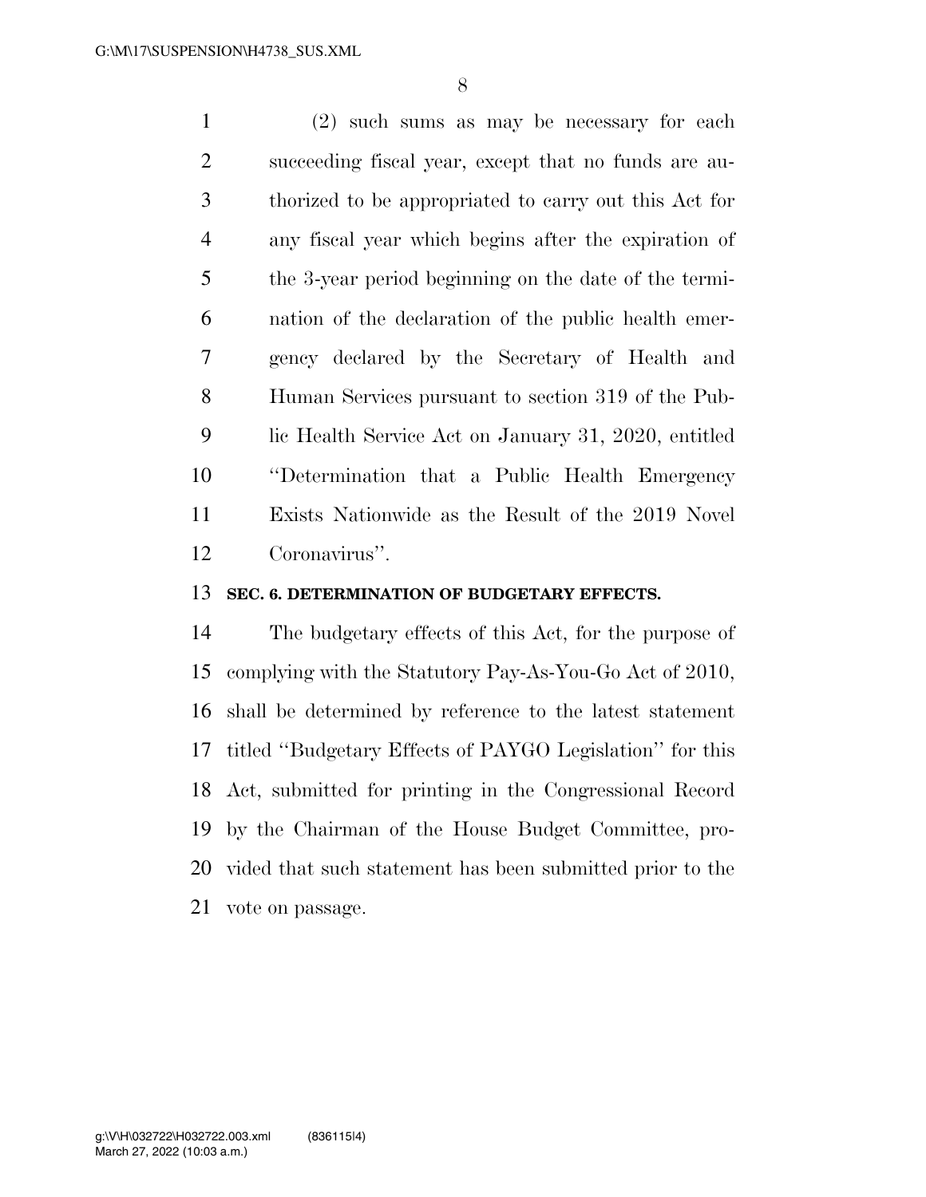(2) such sums as may be necessary for each succeeding fiscal year, except that no funds are authorized to be appropriated to carry out this Act for any fiscal year which begins after the expiration of the 3-year period beginning on the date of the termination of the declaration of the public health emergency declared by the Secretary of Health and Human Services pursuant to section 319 of the Public Health Service Act on January 31, 2020, entitled "Determination that a Public Health Emergency Exists Nationwide as the Result of the 2019 Novel Coronavirus".

**SEC. 6. DETERMINATION OF BUDGETARY EFFECTS.**

The budgetary effects of this Act, for the purpose of complying with the Statutory Pay-As-You-Go Act of 2010, shall be determined by reference to the latest statement titled "Budgetary Effects of PAYGO Legislation" for this Act, submitted for printing in the Congressional Record by the Chairman of the House Budget Committee, provided that such statement has been submitted prior to the vote on passage.